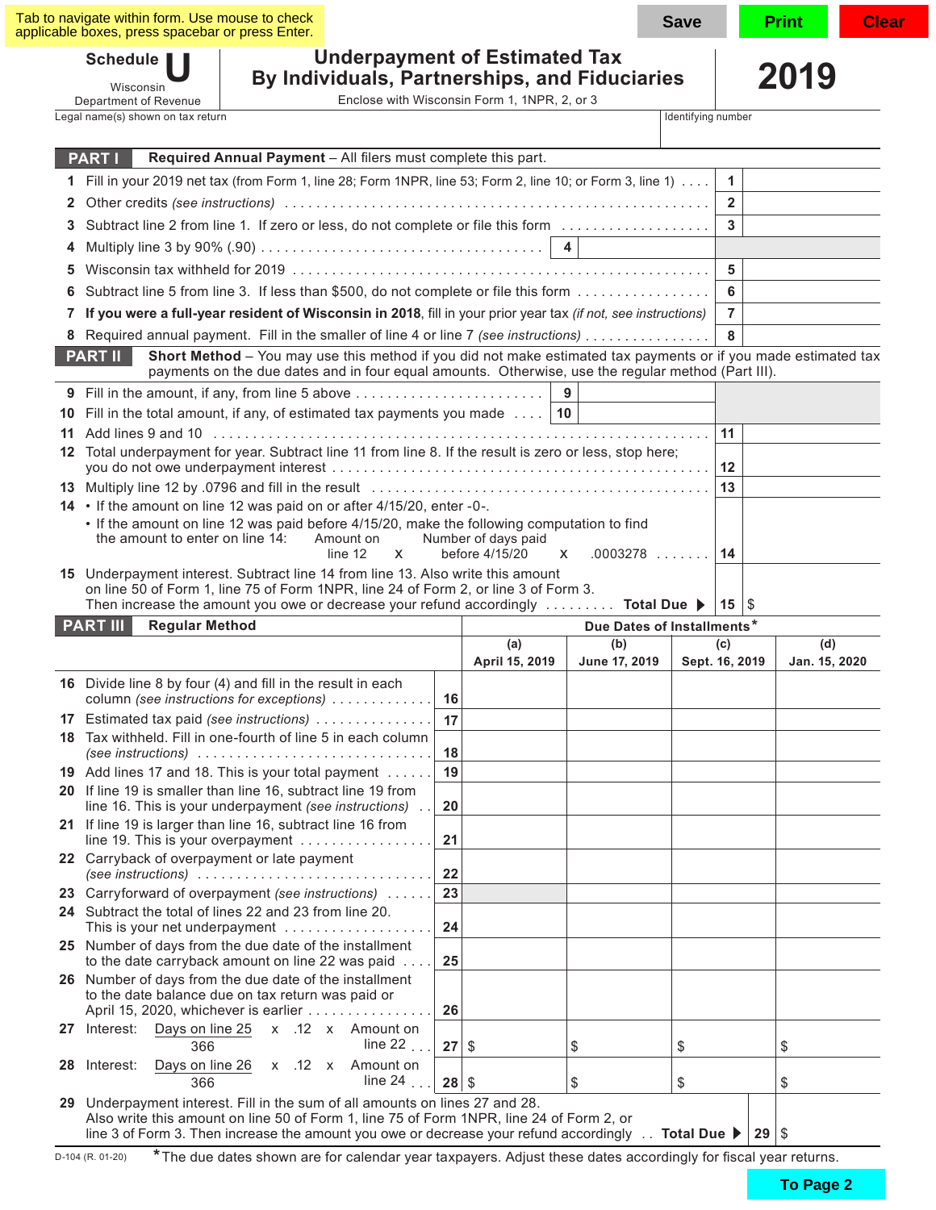Tab to navigate within form. Use mouse to check applicable boxes, press spacebar or press Enter.

Save | Print | Clear

# Schedule U
Wisconsin Department of Revenue

## Underpayment of Estimated Tax By Individuals, Partnerships, and Fiduciaries

Enclose with Wisconsin Form 1, 1NPR, 2, or 3

**2019**

Legal name(s) shown on tax return | Identifying number

## PART I Required Annual Payment – All filers must complete this part.

| | | | |
|---|---|---|---|
| 1 | Fill in your 2019 net tax (from Form 1, line 28; Form 1NPR, line 53; Form 2, line 10; or Form 3, line 1) | 1 | |
| 2 | Other credits *(see instructions)* | 2 | |
| 3 | Subtract line 2 from line 1. If zero or less, do not complete or file this form | 3 | |
| 4 | Multiply line 3 by 90% (.90) | 4 | |
| 5 | Wisconsin tax withheld for 2019 | 5 | |
| 6 | Subtract line 5 from line 3. If less than $500, do not complete or file this form | 6 | |
| 7 | **If you were a full-year resident of Wisconsin in 2018**, fill in your prior year tax *(if not, see instructions)* | 7 | |
| 8 | Required annual payment. Fill in the smaller of line 4 or line 7 *(see instructions)* | 8 | |

## PART II Short Method – You may use this method if you did not make estimated tax payments or if you made estimated tax payments on the due dates and in four equal amounts. Otherwise, use the regular method (Part III).

| | | | |
|---|---|---|---|
| 9 | Fill in the amount, if any, from line 5 above | 9 | |
| 10 | Fill in the total amount, if any, of estimated tax payments you made | 10 | |
| 11 | Add lines 9 and 10 | 11 | |
| 12 | Total underpayment for year. Subtract line 11 from line 8. If the result is zero or less, stop here; you do not owe underpayment interest | 12 | |
| 13 | Multiply line 12 by .0796 and fill in the result | 13 | |
| 14 | • If the amount on line 12 was paid on or after 4/15/20, enter -0-. • If the amount on line 12 was paid before 4/15/20, make the following computation to find the amount to enter on line 14: Amount on line 12 x Number of days paid before 4/15/20 x .0003278 | 14 | |
| 15 | Underpayment interest. Subtract line 14 from line 13. Also write this amount on line 50 of Form 1, line 75 of Form 1NPR, line 24 of Form 2, or line 3 of Form 3. Then increase the amount you owe or decrease your refund accordingly **Total Due** ▶ | 15 | $ |

## PART III Regular Method

| | | | Due Dates of Installments* | | | |
|---|---|---|---|---|---|---|
| | | | (a) April 15, 2019 | (b) June 17, 2019 | (c) Sept. 16, 2019 | (d) Jan. 15, 2020 |
| 16 | Divide line 8 by four (4) and fill in the result in each column *(see instructions for exceptions)* | 16 | | | | |
| 17 | Estimated tax paid *(see instructions)* | 17 | | | | |
| 18 | Tax withheld. Fill in one-fourth of line 5 in each column *(see instructions)* | 18 | | | | |
| 19 | Add lines 17 and 18. This is your total payment | 19 | | | | |
| 20 | If line 19 is smaller than line 16, subtract line 19 from line 16. This is your underpayment *(see instructions)* | 20 | | | | |
| 21 | If line 19 is larger than line 16, subtract line 16 from line 19. This is your overpayment | 21 | | | | |
| 22 | Carryback of overpayment or late payment *(see instructions)* | 22 | | | | |
| 23 | Carryforward of overpayment *(see instructions)* | 23 | | | | |
| 24 | Subtract the total of lines 22 and 23 from line 20. This is your net underpayment | 24 | | | | |
| 25 | Number of days from the due date of the installment to the date carryback amount on line 22 was paid | 25 | | | | |
| 26 | Number of days from the due date of the installment to the date balance due on tax return was paid or April 15, 2020, whichever is earlier | 26 | | | | |
| 27 | Interest: $\frac{\text{Days on line 25}}{366}$ x .12 x Amount on line 22 | 27 | $ | $ | $ | $ |
| 28 | Interest: $\frac{\text{Days on line 26}}{366}$ x .12 x Amount on line 24 | 28 | $ | $ | $ | $ |

| | | | |
|---|---|---|---|
| 29 | Underpayment interest. Fill in the sum of all amounts on lines 27 and 28. Also write this amount on line 50 of Form 1, line 75 of Form 1NPR, line 24 of Form 2, or line 3 of Form 3. Then increase the amount you owe or decrease your refund accordingly **Total Due** ▶ | 29 | $ |

D-104 (R. 01-20)

*The due dates shown are for calendar year taxpayers. Adjust these dates accordingly for fiscal year returns.

To Page 2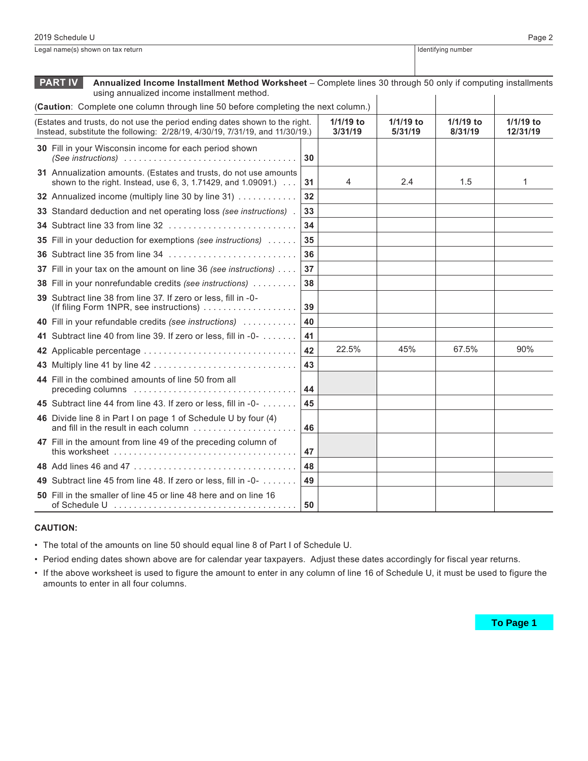2019 Schedule U

Legal name(s) shown on tax return | Identifying number

## PART IV Annualized Income Installment Method Worksheet

**Annualized Income Installment Method Worksheet** – Complete lines 30 through 50 only if computing installments using annualized income installment method.

(**Caution**: Complete one column through line 50 before completing the next column.)

| (Estates and trusts, do not use the period ending dates shown to the right. Instead, substitute the following: 2/28/19, 4/30/19, 7/31/19, and 11/30/19.) | | 1/1/19 to 3/31/19 | 1/1/19 to 5/31/19 | 1/1/19 to 8/31/19 | 1/1/19 to 12/31/19 |
|---|---|---|---|---|---|
| **30** Fill in your Wisconsin income for each period shown *(See instructions)* | 30 | | | | |
| **31** Annualization amounts. (Estates and trusts, do not use amounts shown to the right. Instead, use 6, 3, 1.71429, and 1.09091.) | 31 | 4 | 2.4 | 1.5 | 1 |
| **32** Annualized income (multiply line 30 by line 31) | 32 | | | | |
| **33** Standard deduction and net operating loss *(see instructions)* | 33 | | | | |
| **34** Subtract line 33 from line 32 | 34 | | | | |
| **35** Fill in your deduction for exemptions *(see instructions)* | 35 | | | | |
| **36** Subtract line 35 from line 34 | 36 | | | | |
| **37** Fill in your tax on the amount on line 36 *(see instructions)* | 37 | | | | |
| **38** Fill in your nonrefundable credits *(see instructions)* | 38 | | | | |
| **39** Subtract line 38 from line 37. If zero or less, fill in -0- (If filing Form 1NPR, see instructions) | 39 | | | | |
| **40** Fill in your refundable credits *(see instructions)* | 40 | | | | |
| **41** Subtract line 40 from line 39. If zero or less, fill in -0- | 41 | | | | |
| **42** Applicable percentage | 42 | 22.5% | 45% | 67.5% | 90% |
| **43** Multiply line 41 by line 42 | 43 | | | | |
| **44** Fill in the combined amounts of line 50 from all preceding columns | 44 | | | | |
| **45** Subtract line 44 from line 43. If zero or less, fill in -0- | 45 | | | | |
| **46** Divide line 8 in Part I on page 1 of Schedule U by four (4) and fill in the result in each column | 46 | | | | |
| **47** Fill in the amount from line 49 of the preceding column of this worksheet | 47 | | | | |
| **48** Add lines 46 and 47 | 48 | | | | |
| **49** Subtract line 45 from line 48. If zero or less, fill in -0- | 49 | | | | |
| **50** Fill in the smaller of line 45 or line 48 here and on line 16 of Schedule U | 50 | | | | |

**CAUTION:**

- The total of the amounts on line 50 should equal line 8 of Part I of Schedule U.
- Period ending dates shown above are for calendar year taxpayers. Adjust these dates accordingly for fiscal year returns.
- If the above worksheet is used to figure the amount to enter in any column of line 16 of Schedule U, it must be used to figure the amounts to enter in all four columns.

**To Page 1**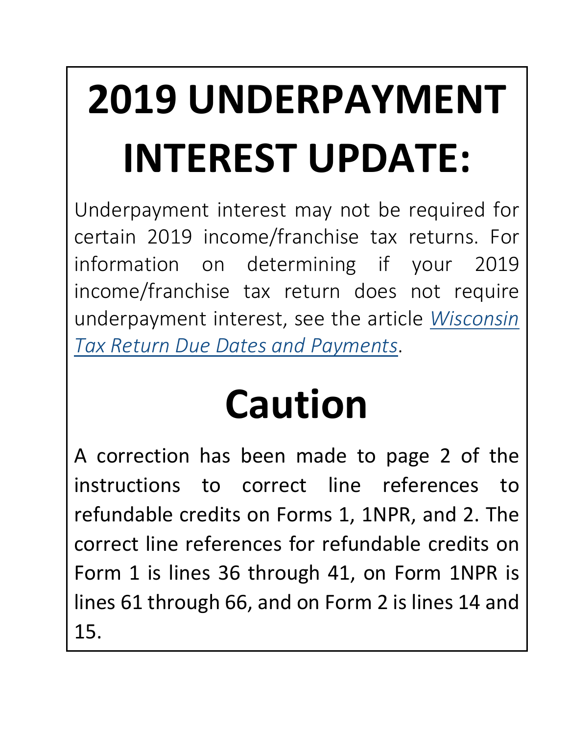# 2019 UNDERPAYMENT INTEREST UPDATE:

Underpayment interest may not be required for certain 2019 income/franchise tax returns. For information on determining if your 2019 income/franchise tax return does not require underpayment interest, see the article *Wisconsin Tax Return Due Dates and Payments*.

# Caution

A correction has been made to page 2 of the instructions to correct line references to refundable credits on Forms 1, 1NPR, and 2. The correct line references for refundable credits on Form 1 is lines 36 through 41, on Form 1NPR is lines 61 through 66, and on Form 2 is lines 14 and 15.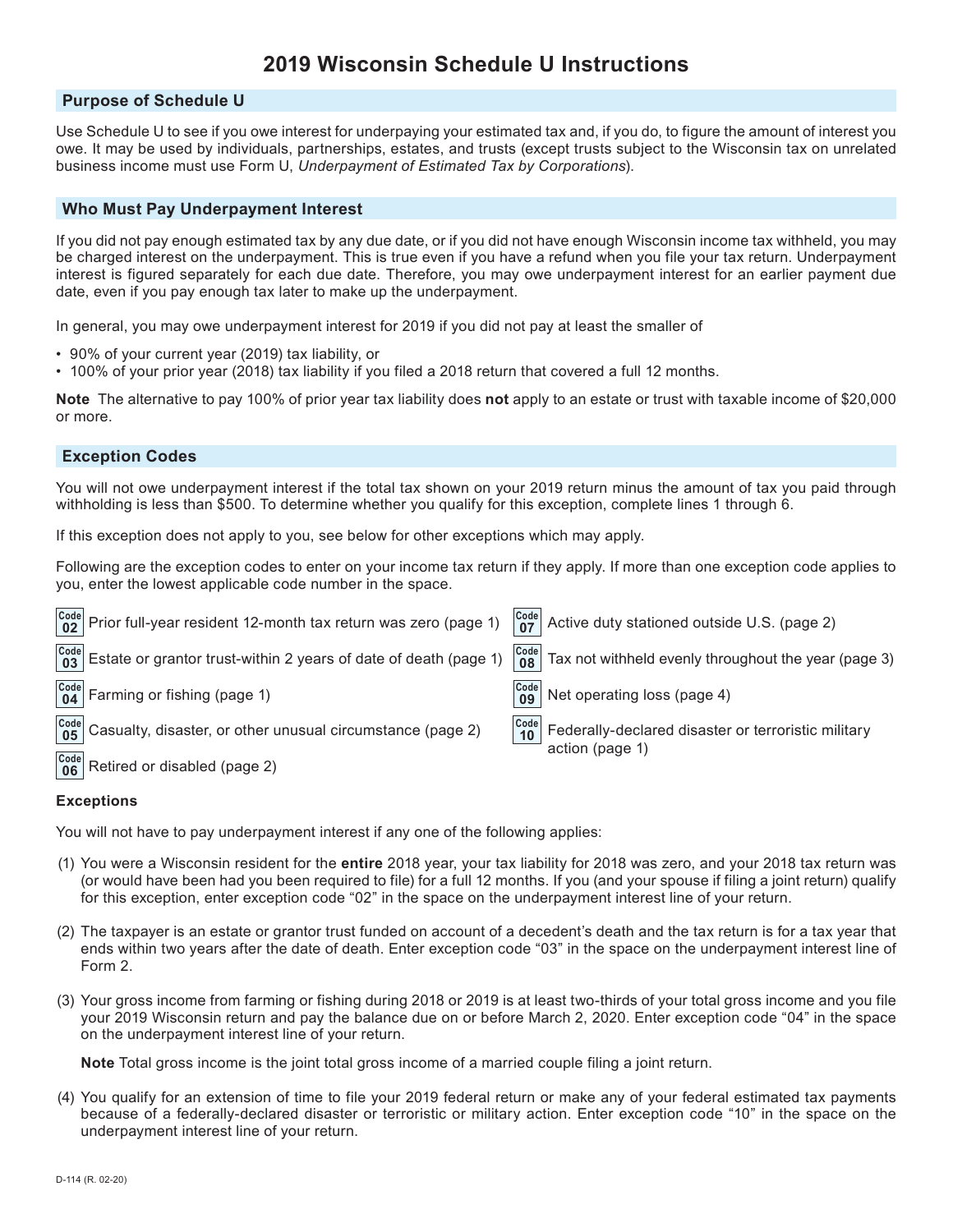# 2019 Wisconsin Schedule U Instructions

## Purpose of Schedule U

Use Schedule U to see if you owe interest for underpaying your estimated tax and, if you do, to figure the amount of interest you owe. It may be used by individuals, partnerships, estates, and trusts (except trusts subject to the Wisconsin tax on unrelated business income must use Form U, *Underpayment of Estimated Tax by Corporations*).

## Who Must Pay Underpayment Interest

If you did not pay enough estimated tax by any due date, or if you did not have enough Wisconsin income tax withheld, you may be charged interest on the underpayment. This is true even if you have a refund when you file your tax return. Underpayment interest is figured separately for each due date. Therefore, you may owe underpayment interest for an earlier payment due date, even if you pay enough tax later to make up the underpayment.

In general, you may owe underpayment interest for 2019 if you did not pay at least the smaller of

- 90% of your current year (2019) tax liability, or
- 100% of your prior year (2018) tax liability if you filed a 2018 return that covered a full 12 months.

**Note** The alternative to pay 100% of prior year tax liability does **not** apply to an estate or trust with taxable income of $20,000 or more.

## Exception Codes

You will not owe underpayment interest if the total tax shown on your 2019 return minus the amount of tax you paid through withholding is less than $500. To determine whether you qualify for this exception, complete lines 1 through 6.

If this exception does not apply to you, see below for other exceptions which may apply.

Following are the exception codes to enter on your income tax return if they apply. If more than one exception code applies to you, enter the lowest applicable code number in the space.

- **Code 02** Prior full-year resident 12-month tax return was zero (page 1)
- **Code 03** Estate or grantor trust-within 2 years of date of death (page 1)
- **Code 04** Farming or fishing (page 1)
- **Code 05** Casualty, disaster, or other unusual circumstance (page 2)
- **Code 06** Retired or disabled (page 2)
- **Code 07** Active duty stationed outside U.S. (page 2)
- **Code 08** Tax not withheld evenly throughout the year (page 3)
- **Code 09** Net operating loss (page 4)
- **Code 10** Federally-declared disaster or terroristic military action (page 1)

### Exceptions

You will not have to pay underpayment interest if any one of the following applies:

(1) You were a Wisconsin resident for the **entire** 2018 year, your tax liability for 2018 was zero, and your 2018 tax return was (or would have been had you been required to file) for a full 12 months. If you (and your spouse if filing a joint return) qualify for this exception, enter exception code "02" in the space on the underpayment interest line of your return.

(2) The taxpayer is an estate or grantor trust funded on account of a decedent's death and the tax return is for a tax year that ends within two years after the date of death. Enter exception code "03" in the space on the underpayment interest line of Form 2.

(3) Your gross income from farming or fishing during 2018 or 2019 is at least two-thirds of your total gross income and you file your 2019 Wisconsin return and pay the balance due on or before March 2, 2020. Enter exception code "04" in the space on the underpayment interest line of your return.

**Note** Total gross income is the joint total gross income of a married couple filing a joint return.

(4) You qualify for an extension of time to file your 2019 federal return or make any of your federal estimated tax payments because of a federally-declared disaster or terroristic or military action. Enter exception code "10" in the space on the underpayment interest line of your return.

D-114 (R. 02-20)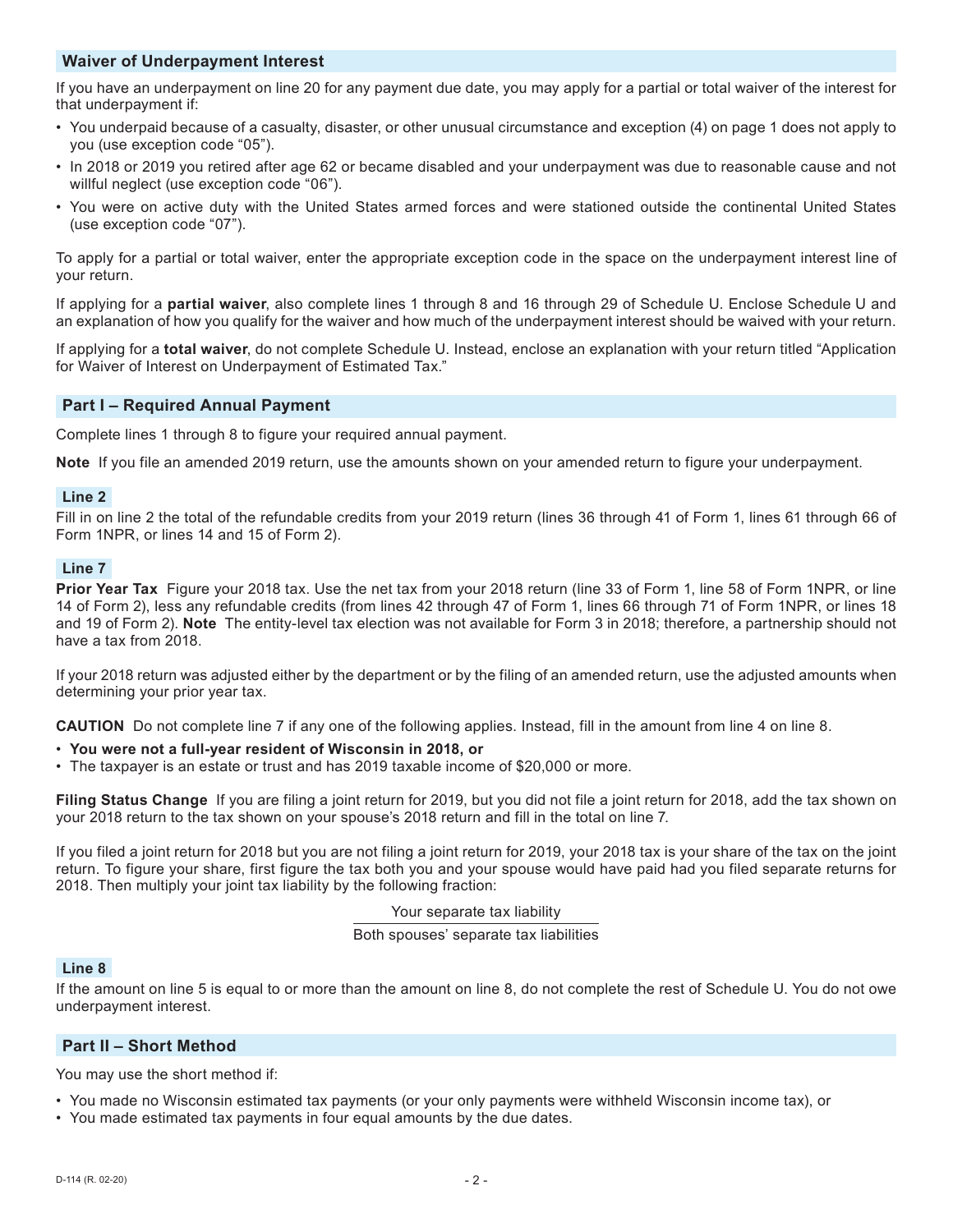## Waiver of Underpayment Interest

If you have an underpayment on line 20 for any payment due date, you may apply for a partial or total waiver of the interest for that underpayment if:

- You underpaid because of a casualty, disaster, or other unusual circumstance and exception (4) on page 1 does not apply to you (use exception code "05").
- In 2018 or 2019 you retired after age 62 or became disabled and your underpayment was due to reasonable cause and not willful neglect (use exception code "06").
- You were on active duty with the United States armed forces and were stationed outside the continental United States (use exception code "07").

To apply for a partial or total waiver, enter the appropriate exception code in the space on the underpayment interest line of your return.

If applying for a **partial waiver**, also complete lines 1 through 8 and 16 through 29 of Schedule U. Enclose Schedule U and an explanation of how you qualify for the waiver and how much of the underpayment interest should be waived with your return.

If applying for a **total waiver**, do not complete Schedule U. Instead, enclose an explanation with your return titled "Application for Waiver of Interest on Underpayment of Estimated Tax."

## Part I – Required Annual Payment

Complete lines 1 through 8 to figure your required annual payment.

**Note** If you file an amended 2019 return, use the amounts shown on your amended return to figure your underpayment.

### Line 2

Fill in on line 2 the total of the refundable credits from your 2019 return (lines 36 through 41 of Form 1, lines 61 through 66 of Form 1NPR, or lines 14 and 15 of Form 2).

### Line 7

**Prior Year Tax** Figure your 2018 tax. Use the net tax from your 2018 return (line 33 of Form 1, line 58 of Form 1NPR, or line 14 of Form 2), less any refundable credits (from lines 42 through 47 of Form 1, lines 66 through 71 of Form 1NPR, or lines 18 and 19 of Form 2). **Note** The entity-level tax election was not available for Form 3 in 2018; therefore, a partnership should not have a tax from 2018.

If your 2018 return was adjusted either by the department or by the filing of an amended return, use the adjusted amounts when determining your prior year tax.

**CAUTION** Do not complete line 7 if any one of the following applies. Instead, fill in the amount from line 4 on line 8.

- **You were not a full-year resident of Wisconsin in 2018, or**
- The taxpayer is an estate or trust and has 2019 taxable income of $20,000 or more.

**Filing Status Change** If you are filing a joint return for 2019, but you did not file a joint return for 2018, add the tax shown on your 2018 return to the tax shown on your spouse's 2018 return and fill in the total on line 7.

If you filed a joint return for 2018 but you are not filing a joint return for 2019, your 2018 tax is your share of the tax on the joint return. To figure your share, first figure the tax both you and your spouse would have paid had you filed separate returns for 2018. Then multiply your joint tax liability by the following fraction:

$$\frac{\text{Your separate tax liability}}{\text{Both spouses' separate tax liabilities}}$$

### Line 8

If the amount on line 5 is equal to or more than the amount on line 8, do not complete the rest of Schedule U. You do not owe underpayment interest.

## Part II – Short Method

You may use the short method if:

- You made no Wisconsin estimated tax payments (or your only payments were withheld Wisconsin income tax), or
- You made estimated tax payments in four equal amounts by the due dates.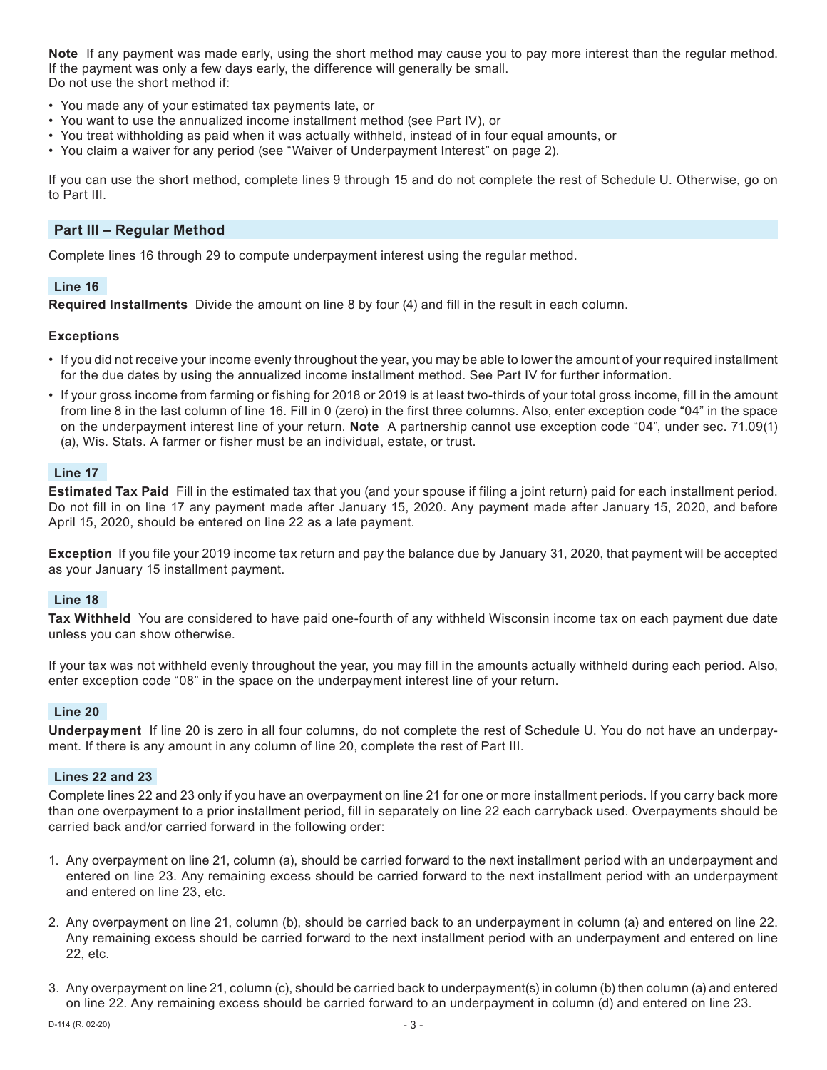**Note** If any payment was made early, using the short method may cause you to pay more interest than the regular method. If the payment was only a few days early, the difference will generally be small.
Do not use the short method if:

- You made any of your estimated tax payments late, or
- You want to use the annualized income installment method (see Part IV), or
- You treat withholding as paid when it was actually withheld, instead of in four equal amounts, or
- You claim a waiver for any period (see "Waiver of Underpayment Interest" on page 2).

If you can use the short method, complete lines 9 through 15 and do not complete the rest of Schedule U. Otherwise, go on to Part III.

## Part III – Regular Method

Complete lines 16 through 29 to compute underpayment interest using the regular method.

### Line 16

**Required Installments** Divide the amount on line 8 by four (4) and fill in the result in each column.

**Exceptions**

- If you did not receive your income evenly throughout the year, you may be able to lower the amount of your required installment for the due dates by using the annualized income installment method. See Part IV for further information.
- If your gross income from farming or fishing for 2018 or 2019 is at least two-thirds of your total gross income, fill in the amount from line 8 in the last column of line 16. Fill in 0 (zero) in the first three columns. Also, enter exception code "04" in the space on the underpayment interest line of your return. **Note** A partnership cannot use exception code "04", under sec. 71.09(1)(a), Wis. Stats. A farmer or fisher must be an individual, estate, or trust.

### Line 17

**Estimated Tax Paid** Fill in the estimated tax that you (and your spouse if filing a joint return) paid for each installment period. Do not fill in on line 17 any payment made after January 15, 2020. Any payment made after January 15, 2020, and before April 15, 2020, should be entered on line 22 as a late payment.

**Exception** If you file your 2019 income tax return and pay the balance due by January 31, 2020, that payment will be accepted as your January 15 installment payment.

### Line 18

**Tax Withheld** You are considered to have paid one-fourth of any withheld Wisconsin income tax on each payment due date unless you can show otherwise.

If your tax was not withheld evenly throughout the year, you may fill in the amounts actually withheld during each period. Also, enter exception code "08" in the space on the underpayment interest line of your return.

### Line 20

**Underpayment** If line 20 is zero in all four columns, do not complete the rest of Schedule U. You do not have an underpayment. If there is any amount in any column of line 20, complete the rest of Part III.

### Lines 22 and 23

Complete lines 22 and 23 only if you have an overpayment on line 21 for one or more installment periods. If you carry back more than one overpayment to a prior installment period, fill in separately on line 22 each carryback used. Overpayments should be carried back and/or carried forward in the following order:

1. Any overpayment on line 21, column (a), should be carried forward to the next installment period with an underpayment and entered on line 23. Any remaining excess should be carried forward to the next installment period with an underpayment and entered on line 23, etc.

2. Any overpayment on line 21, column (b), should be carried back to an underpayment in column (a) and entered on line 22. Any remaining excess should be carried forward to the next installment period with an underpayment and entered on line 22, etc.

3. Any overpayment on line 21, column (c), should be carried back to underpayment(s) in column (b) then column (a) and entered on line 22. Any remaining excess should be carried forward to an underpayment in column (d) and entered on line 23.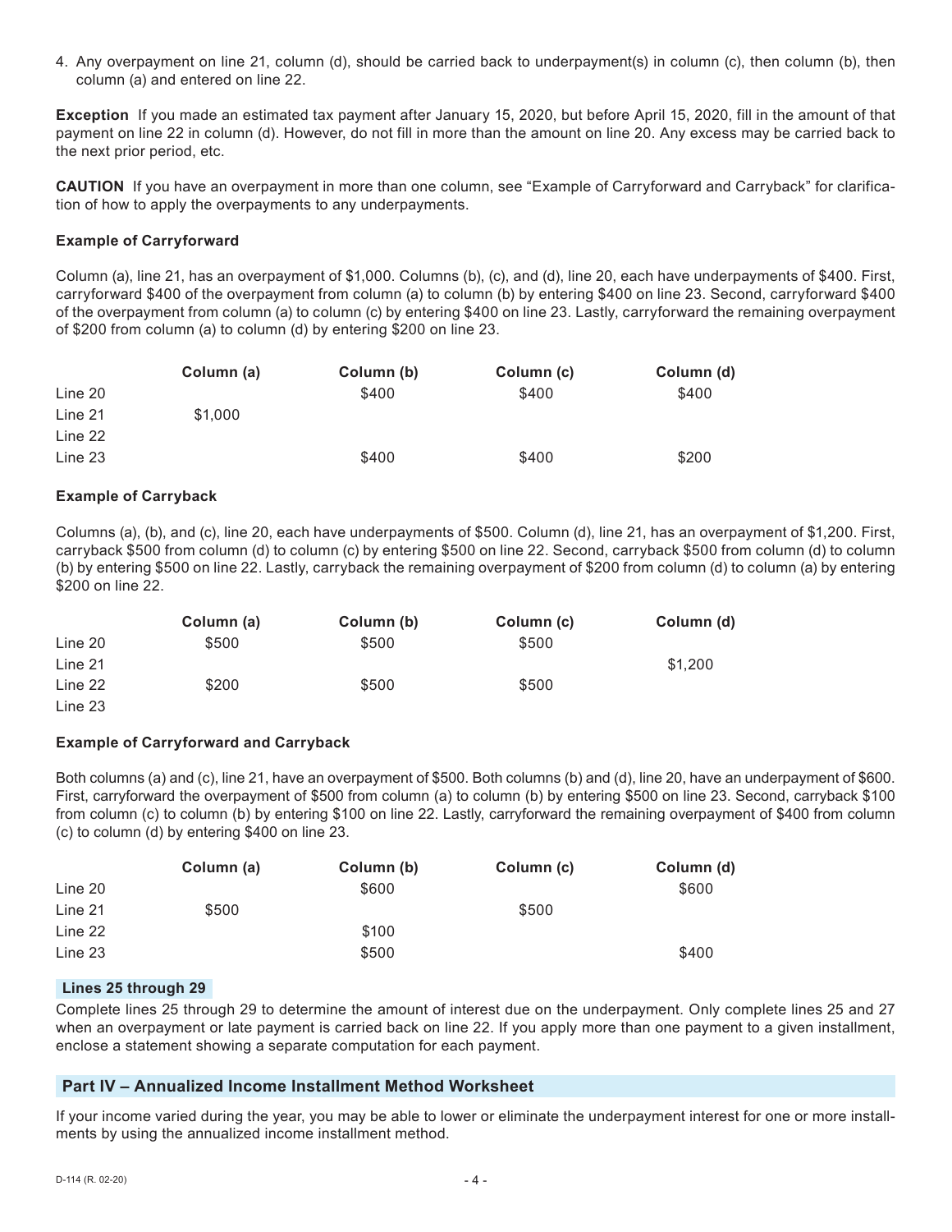4. Any overpayment on line 21, column (d), should be carried back to underpayment(s) in column (c), then column (b), then column (a) and entered on line 22.

**Exception** If you made an estimated tax payment after January 15, 2020, but before April 15, 2020, fill in the amount of that payment on line 22 in column (d). However, do not fill in more than the amount on line 20. Any excess may be carried back to the next prior period, etc.

**CAUTION** If you have an overpayment in more than one column, see "Example of Carryforward and Carryback" for clarification of how to apply the overpayments to any underpayments.

**Example of Carryforward**

Column (a), line 21, has an overpayment of $1,000. Columns (b), (c), and (d), line 20, each have underpayments of $400. First, carryforward $400 of the overpayment from column (a) to column (b) by entering $400 on line 23. Second, carryforward $400 of the overpayment from column (a) to column (c) by entering $400 on line 23. Lastly, carryforward the remaining overpayment of $200 from column (a) to column (d) by entering $200 on line 23.

| | Column (a) | Column (b) | Column (c) | Column (d) |
|---|---|---|---|---|
| Line 20 | | $400 | $400 | $400 |
| Line 21 | $1,000 | | | |
| Line 22 | | | | |
| Line 23 | | $400 | $400 | $200 |

**Example of Carryback**

Columns (a), (b), and (c), line 20, each have underpayments of $500. Column (d), line 21, has an overpayment of $1,200. First, carryback $500 from column (d) to column (c) by entering $500 on line 22. Second, carryback $500 from column (d) to column (b) by entering $500 on line 22. Lastly, carryback the remaining overpayment of $200 from column (d) to column (a) by entering $200 on line 22.

| | Column (a) | Column (b) | Column (c) | Column (d) |
|---|---|---|---|---|
| Line 20 | $500 | $500 | $500 | |
| Line 21 | | | | $1,200 |
| Line 22 | $200 | $500 | $500 | |
| Line 23 | | | | |

**Example of Carryforward and Carryback**

Both columns (a) and (c), line 21, have an overpayment of $500. Both columns (b) and (d), line 20, have an underpayment of $600. First, carryforward the overpayment of $500 from column (a) to column (b) by entering $500 on line 23. Second, carryback $100 from column (c) to column (b) by entering $100 on line 22. Lastly, carryforward the remaining overpayment of $400 from column (c) to column (d) by entering $400 on line 23.

| | Column (a) | Column (b) | Column (c) | Column (d) |
|---|---|---|---|---|
| Line 20 | | $600 | | $600 |
| Line 21 | $500 | | $500 | |
| Line 22 | | $100 | | |
| Line 23 | | $500 | | $400 |

### Lines 25 through 29

Complete lines 25 through 29 to determine the amount of interest due on the underpayment. Only complete lines 25 and 27 when an overpayment or late payment is carried back on line 22. If you apply more than one payment to a given installment, enclose a statement showing a separate computation for each payment.

## Part IV – Annualized Income Installment Method Worksheet

If your income varied during the year, you may be able to lower or eliminate the underpayment interest for one or more installments by using the annualized income installment method.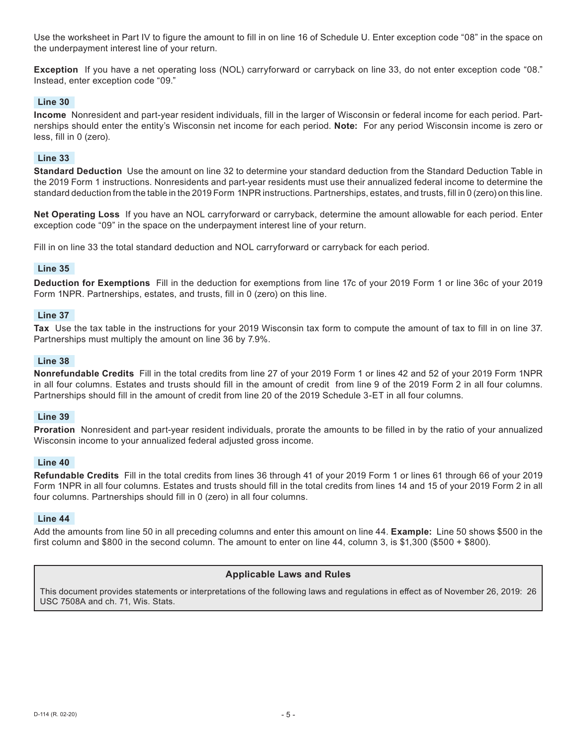Use the worksheet in Part IV to figure the amount to fill in on line 16 of Schedule U. Enter exception code "08" in the space on the underpayment interest line of your return.

**Exception** If you have a net operating loss (NOL) carryforward or carryback on line 33, do not enter exception code "08." Instead, enter exception code "09."

### Line 30

**Income** Nonresident and part-year resident individuals, fill in the larger of Wisconsin or federal income for each period. Partnerships should enter the entity's Wisconsin net income for each period. **Note:** For any period Wisconsin income is zero or less, fill in 0 (zero).

### Line 33

**Standard Deduction** Use the amount on line 32 to determine your standard deduction from the Standard Deduction Table in the 2019 Form 1 instructions. Nonresidents and part-year residents must use their annualized federal income to determine the standard deduction from the table in the 2019 Form 1NPR instructions. Partnerships, estates, and trusts, fill in 0 (zero) on this line.

**Net Operating Loss** If you have an NOL carryforward or carryback, determine the amount allowable for each period. Enter exception code "09" in the space on the underpayment interest line of your return.

Fill in on line 33 the total standard deduction and NOL carryforward or carryback for each period.

### Line 35

**Deduction for Exemptions** Fill in the deduction for exemptions from line 17c of your 2019 Form 1 or line 36c of your 2019 Form 1NPR. Partnerships, estates, and trusts, fill in 0 (zero) on this line.

### Line 37

**Tax** Use the tax table in the instructions for your 2019 Wisconsin tax form to compute the amount of tax to fill in on line 37. Partnerships must multiply the amount on line 36 by 7.9%.

### Line 38

**Nonrefundable Credits** Fill in the total credits from line 27 of your 2019 Form 1 or lines 42 and 52 of your 2019 Form 1NPR in all four columns. Estates and trusts should fill in the amount of credit from line 9 of the 2019 Form 2 in all four columns. Partnerships should fill in the amount of credit from line 20 of the 2019 Schedule 3-ET in all four columns.

### Line 39

**Proration** Nonresident and part-year resident individuals, prorate the amounts to be filled in by the ratio of your annualized Wisconsin income to your annualized federal adjusted gross income.

### Line 40

**Refundable Credits** Fill in the total credits from lines 36 through 41 of your 2019 Form 1 or lines 61 through 66 of your 2019 Form 1NPR in all four columns. Estates and trusts should fill in the total credits from lines 14 and 15 of your 2019 Form 2 in all four columns. Partnerships should fill in 0 (zero) in all four columns.

### Line 44

Add the amounts from line 50 in all preceding columns and enter this amount on line 44. **Example:** Line 50 shows $500 in the first column and $800 in the second column. The amount to enter on line 44, column 3, is $1,300 ($500 + $800).

**Applicable Laws and Rules**

This document provides statements or interpretations of the following laws and regulations in effect as of November 26, 2019: 26 USC 7508A and ch. 71, Wis. Stats.

D-114 (R. 02-20)